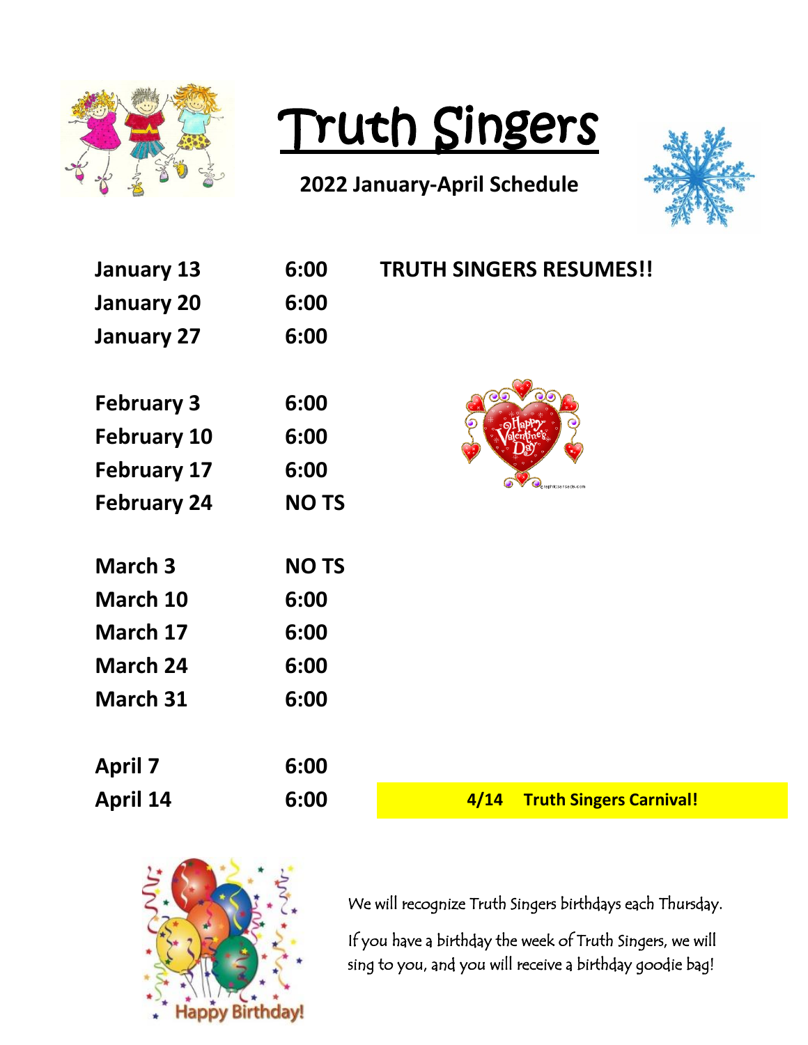# Truth Singers

## 2022 January-April Schedule

| | | |
|---|---|---|
| **January 13** | **6:00** | **TRUTH SINGERS RESUMES!!** |
| **January 20** | **6:00** | |
| **January 27** | **6:00** | |
| **February 3** | **6:00** | |
| **February 10** | **6:00** | |
| **February 17** | **6:00** | |
| **February 24** | **NO TS** | |
| **March 3** | **NO TS** | |
| **March 10** | **6:00** | |
| **March 17** | **6:00** | |
| **March 24** | **6:00** | |
| **March 31** | **6:00** | |
| **April 7** | **6:00** | |
| **April 14** | **6:00** | **4/14 Truth Singers Carnival!** |

We will recognize Truth Singers birthdays each Thursday.

If you have a birthday the week of Truth Singers, we will sing to you, and you will receive a birthday goodie bag!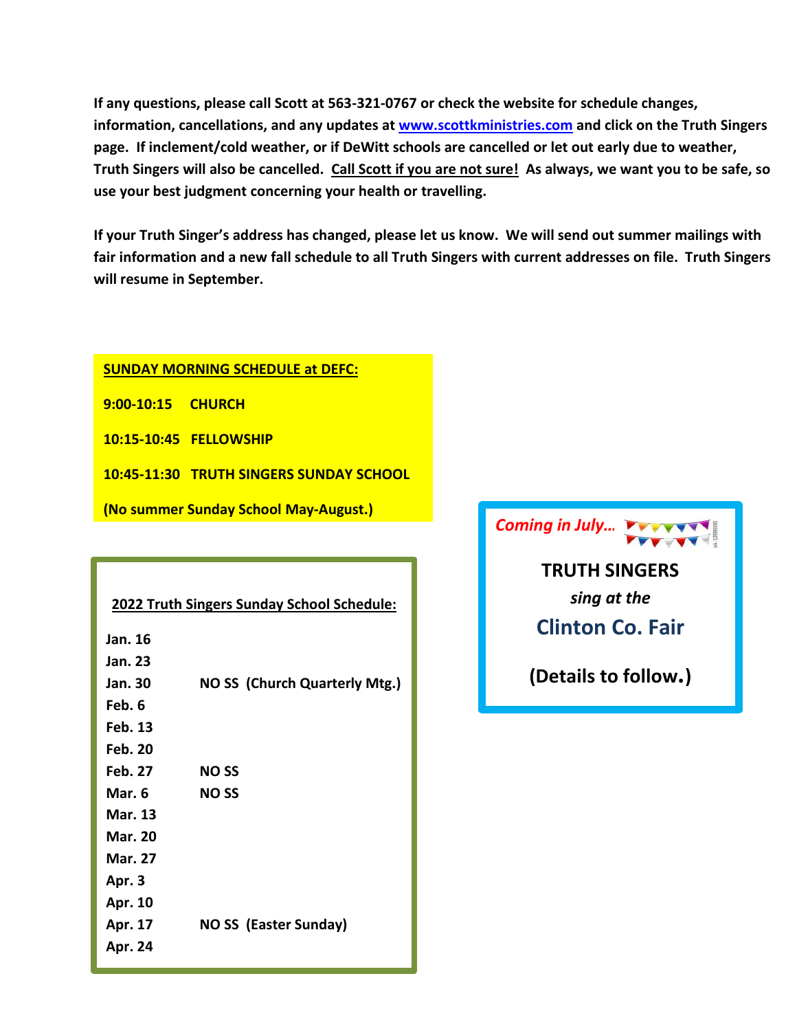**If any questions, please call Scott at 563-321-0767 or check the website for schedule changes, information, cancellations, and any updates at [www.scottkministries.com](http://www.scottkministries.com) and click on the Truth Singers page. If inclement/cold weather, or if DeWitt schools are cancelled or let out early due to weather, Truth Singers will also be cancelled. <u>Call Scott if you are not sure!</u> As always, we want you to be safe, so use your best judgment concerning your health or travelling.**

**If your Truth Singer's address has changed, please let us know. We will send out summer mailings with fair information and a new fall schedule to all Truth Singers with current addresses on file. Truth Singers will resume in September.**

**<u>SUNDAY MORNING SCHEDULE at DEFC:</u>**

**9:00-10:15 CHURCH**

**10:15-10:45 FELLOWSHIP**

**10:45-11:30 TRUTH SINGERS SUNDAY SCHOOL**

**(No summer Sunday School May-August.)**

**<u>2022 Truth Singers Sunday School Schedule:</u>**

| | |
|---|---|
| **Jan. 16** | |
| **Jan. 23** | |
| **Jan. 30** | **NO SS (Church Quarterly Mtg.)** |
| **Feb. 6** | |
| **Feb. 13** | |
| **Feb. 20** | |
| **Feb. 27** | **NO SS** |
| **Mar. 6** | **NO SS** |
| **Mar. 13** | |
| **Mar. 20** | |
| **Mar. 27** | |
| **Apr. 3** | |
| **Apr. 10** | |
| **Apr. 17** | **NO SS (Easter Sunday)** |
| **Apr. 24** | |

*Coming in July…*

**TRUTH SINGERS**

***sing at the***

**Clinton Co. Fair**

**(Details to follow.)**